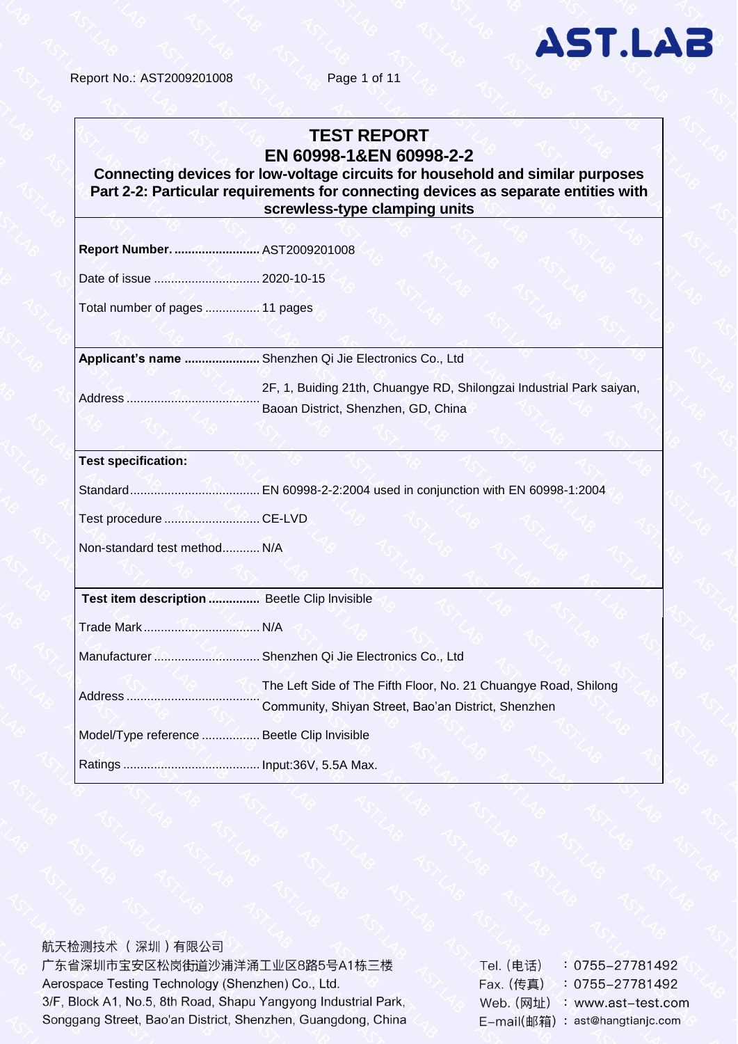# TEST REPORT

## EN 60998-1&EN 60998-2-2

**Connecting devices for low-voltage circuits for household and similar purposes Part 2-2: Particular requirements for connecting devices as separate entities with screwless-type clamping units**

| | |
|---|---|
| **Report Number.** | AST2009201008 |
| Date of issue | 2020-10-15 |
| Total number of pages | 11 pages |
| **Applicant's name** | Shenzhen Qi Jie Electronics Co., Ltd |
| Address | 2F, 1, Buiding 21th, Chuangye RD, Shilongzai Industrial Park saiyan, Baoan District, Shenzhen, GD, China |
| **Test specification:** | |
| Standard | EN 60998-2-2:2004 used in conjunction with EN 60998-1:2004 |
| Test procedure | CE-LVD |
| Non-standard test method | N/A |
| **Test item description** | Beetle Clip Invisible |
| Trade Mark | N/A |
| Manufacturer | Shenzhen Qi Jie Electronics Co., Ltd |
| Address | The Left Side of The Fifth Floor, No. 21 Chuangye Road, Shilong Community, Shiyan Street, Bao'an District, Shenzhen |
| Model/Type reference | Beetle Clip Invisible |
| Ratings | Input:36V, 5.5A Max. |

航天检测技术（深圳）有限公司
广东省深圳市宝安区松岗街道沙浦洋涌工业区8路5号A1栋三楼
Aerospace Testing Technology (Shenzhen) Co., Ltd.
3/F, Block A1, No.5, 8th Road, Shapu Yangyong Industrial Park, Songgang Street, Bao'an District, Shenzhen, Guangdong, China

Tel.（电话）：0755-27781492
Fax.（传真）：0755-27781492
Web.（网址）：www.ast-test.com
E-mail(邮箱)：ast@hangtianjc.com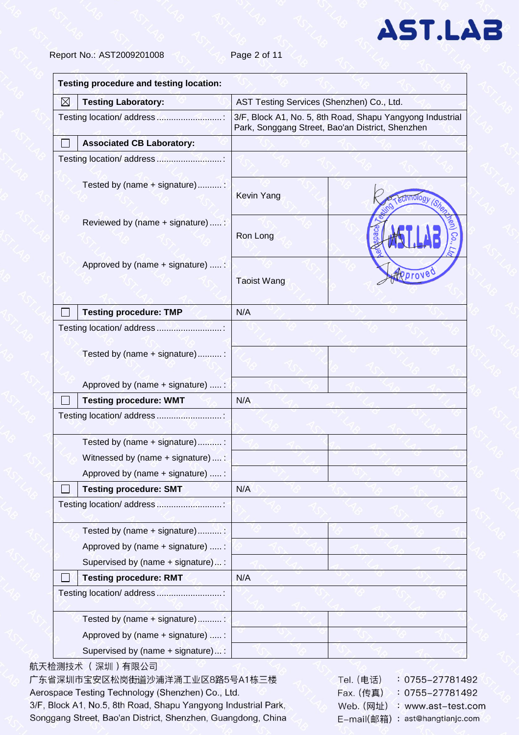| Testing procedure and testing location: | | | |
|---|---|---|---|
| ☒ | **Testing Laboratory:** | AST Testing Services (Shenzhen) Co., Ltd. | |
| Testing location/ address ..........................: | | 3/F, Block A1, No. 5, 8th Road, Shapu Yangyong Industrial Park, Songgang Street, Bao'an District, Shenzhen | |
| ☐ | **Associated CB Laboratory:** | | |
| Testing location/ address ..........................: | | | |
| | Tested by (name + signature)..........: | Kevin Yang | |
| | Reviewed by (name + signature).....: | Ron Long | |
| | Approved by (name + signature) .....: | Taoist Wang | |
| ☐ | **Testing procedure: TMP** | N/A | |
| Testing location/ address ..........................: | | | |
| | Tested by (name + signature)..........: | | |
| | Approved by (name + signature) .....: | | |
| ☐ | **Testing procedure: WMT** | N/A | |
| Testing location/ address ..........................: | | | |
| | Tested by (name + signature)..........: | | |
| | Witnessed by (name + signature)....: | | |
| | Approved by (name + signature) .....: | | |
| ☐ | **Testing procedure: SMT** | N/A | |
| Testing location/ address ..........................: | | | |
| | Tested by (name + signature)..........: | | |
| | Approved by (name + signature) .....: | | |
| | Supervised by (name + signature)...: | | |
| ☐ | **Testing procedure: RMT** | N/A | |
| Testing location/ address ..........................: | | | |
| | Tested by (name + signature)..........: | | |
| | Approved by (name + signature) .....: | | |
| | Supervised by (name + signature)...: | | |

航天检测技术（深圳）有限公司
广东省深圳市宝安区松岗街道沙浦洋涌工业区8路5号A1栋三楼
Aerospace Testing Technology (Shenzhen) Co., Ltd.
3/F, Block A1, No.5, 8th Road, Shapu Yangyong Industrial Park, Songgang Street, Bao'an District, Shenzhen, Guangdong, China

Tel.（电话）：0755-27781492
Fax.（传真）：0755-27781492
Web.（网址）：www.ast-test.com
E-mail(邮箱)：ast@hangtianjc.com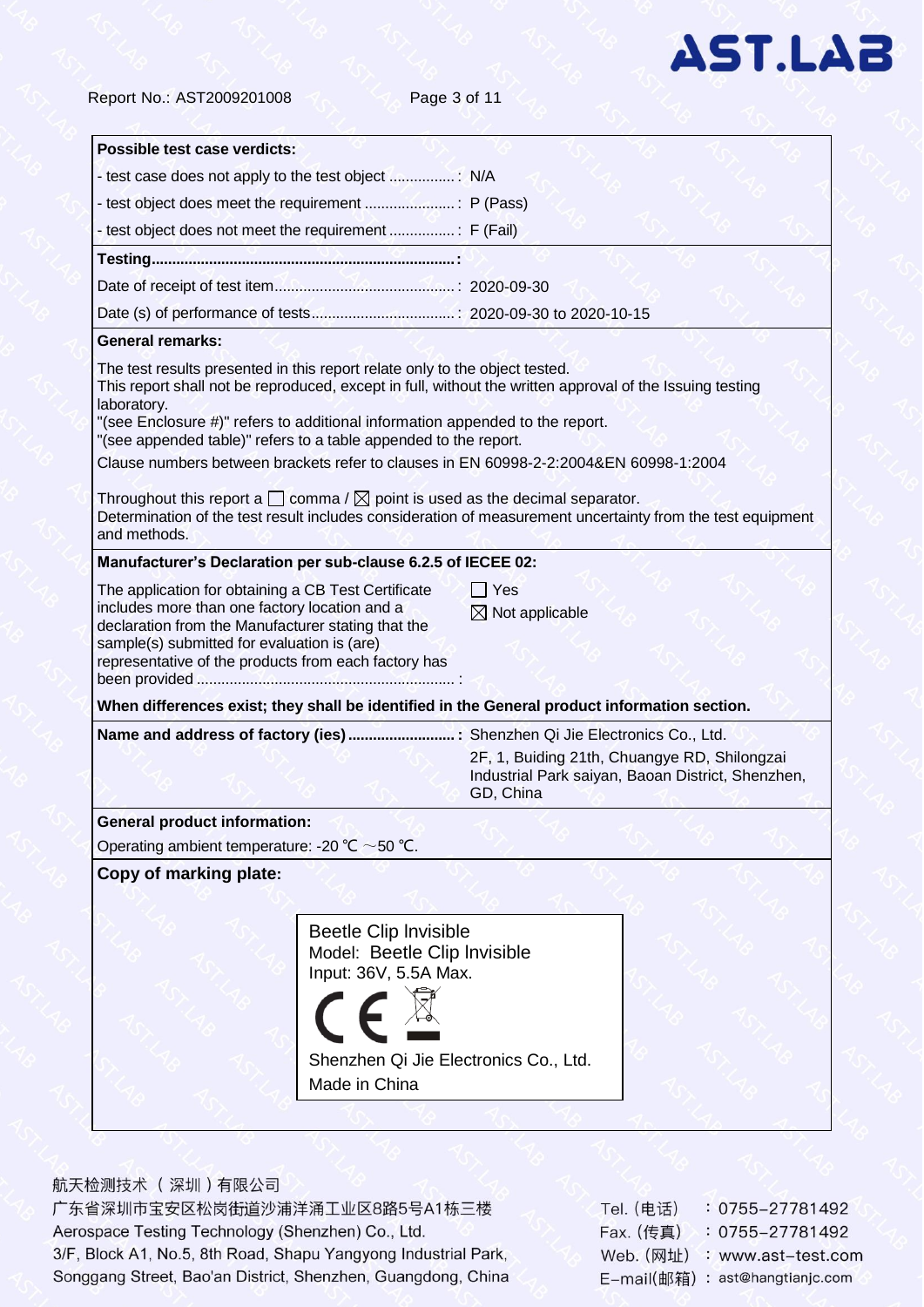**Possible test case verdicts:**

- test case does not apply to the test object ................: N/A
- test object does meet the requirement ......................: P (Pass)
- test object does not meet the requirement ................: F (Fail)

**Testing..........................................................................:**

Date of receipt of test item............................................: 2020-09-30

Date (s) of performance of tests...................................: 2020-09-30 to 2020-10-15

**General remarks:**

The test results presented in this report relate only to the object tested.
This report shall not be reproduced, except in full, without the written approval of the Issuing testing laboratory.
"(see Enclosure #)" refers to additional information appended to the report.
"(see appended table)" refers to a table appended to the report.

Clause numbers between brackets refer to clauses in EN 60998-2-2:2004&EN 60998-1:2004

Throughout this report a ☐ comma / ☒ point is used as the decimal separator.
Determination of the test result includes consideration of measurement uncertainty from the test equipment and methods.

**Manufacturer's Declaration per sub-clause 6.2.5 of IECEE 02:**

The application for obtaining a CB Test Certificate includes more than one factory location and a declaration from the Manufacturer stating that the sample(s) submitted for evaluation is (are) representative of the products from each factory has been provided ..............................................................: ☐ Yes ☒ Not applicable

**When differences exist; they shall be identified in the General product information section.**

**Name and address of factory (ies) ..........................:** Shenzhen Qi Jie Electronics Co., Ltd.
2F, 1, Buiding 21th, Chuangye RD, Shilongzai Industrial Park saiyan, Baoan District, Shenzhen, GD, China

**General product information:**

Operating ambient temperature: -20 ℃ ～50 ℃.

**Copy of marking plate:**

Beetle Clip Invisible
Model: Beetle Clip Invisible
Input: 36V, 5.5A Max.
CE
Shenzhen Qi Jie Electronics Co., Ltd.
Made in China

航天检测技术（深圳）有限公司
广东省深圳市宝安区松岗街道沙浦洋涌工业区8路5号A1栋三楼
Aerospace Testing Technology (Shenzhen) Co., Ltd.
3/F, Block A1, No.5, 8th Road, Shapu Yangyong Industrial Park, Songgang Street, Bao'an District, Shenzhen, Guangdong, China

Tel.（电话）：0755-27781492
Fax.（传真）：0755-27781492
Web.（网址）：www.ast-test.com
E-mail(邮箱)：ast@hangtianjc.com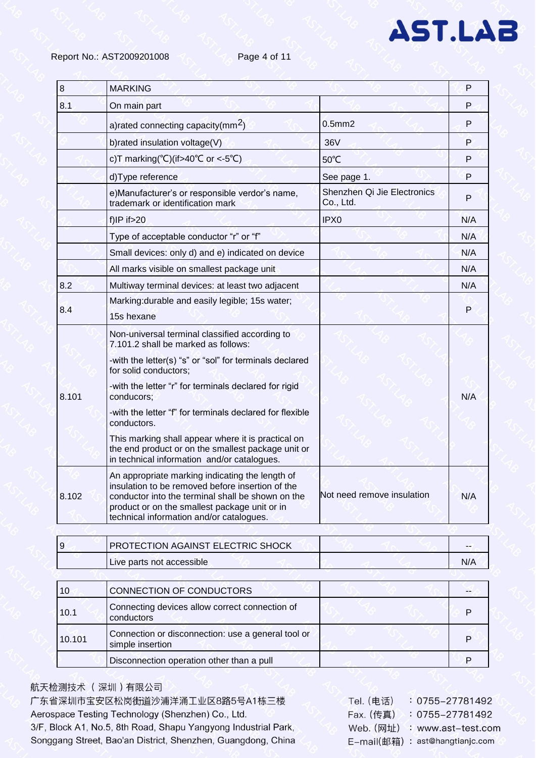| 8 | MARKING | | P |
|---|---|---|---|
| 8.1 | On main part | | P |
| | a)rated connecting capacity($mm^2$) | 0.5mm2 | P |
| | b)rated insulation voltage(V) | 36V | P |
| | c)T marking(℃)(if>40℃ or <-5℃) | 50℃ | P |
| | d)Type reference | See page 1. | P |
| | e)Manufacturer's or responsible verdor's name, trademark or identification mark | Shenzhen Qi Jie Electronics Co., Ltd. | P |
| | f)IP if>20 | IPX0 | N/A |
| | Type of acceptable conductor "r" or "f" | | N/A |
| | Small devices: only d) and e) indicated on device | | N/A |
| | All marks visible on smallest package unit | | N/A |
| 8.2 | Multiway terminal devices: at least two adjacent | | N/A |
| 8.4 | Marking:durable and easily legible; 15s water; 15s hexane | | P |
| 8.101 | Non-universal terminal classified according to 7.101.2 shall be marked as follows:<br>-with the letter(s) "s" or "sol" for terminals declared for solid conductors;<br>-with the letter "r" for terminals declared for rigid conducors;<br>-with the letter "f" for terminals declared for flexible conductors.<br>This marking shall appear where it is practical on the end product or on the smallest package unit or in technical information and/or catalogues. | | N/A |
| 8.102 | An appropriate marking indicating the length of insulation to be removed before insertion of the conductor into the terminal shall be shown on the product or on the smallest package unit or in technical information and/or catalogues. | Not need remove insulation | N/A |

| 9 | PROTECTION AGAINST ELECTRIC SHOCK | | -- |
|---|---|---|---|
| | Live parts not accessible | | N/A |

| 10 | CONNECTION OF CONDUCTORS | | -- |
|---|---|---|---|
| 10.1 | Connecting devices allow correct connection of conductors | | P |
| 10.101 | Connection or disconnection: use a general tool or simple insertion | | P |
| | Disconnection operation other than a pull | | P |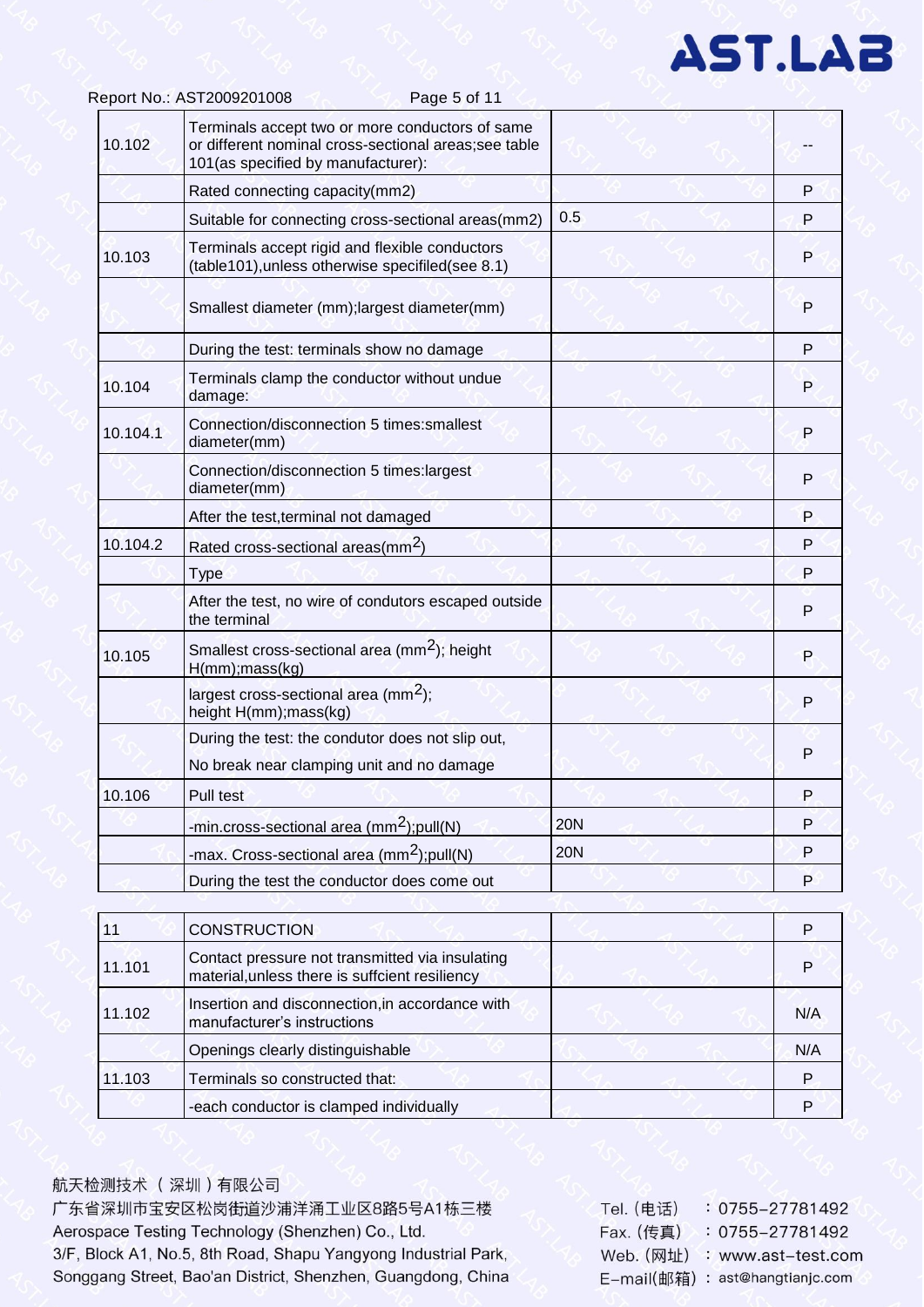| | | | |
|---|---|---|---|
| 10.102 | Terminals accept two or more conductors of same or different nominal cross-sectional areas;see table 101(as specified by manufacturer): | | -- |
| | Rated connecting capacity(mm2) | | P |
| | Suitable for connecting cross-sectional areas(mm2) | 0.5 | P |
| 10.103 | Terminals accept rigid and flexible conductors (table101),unless otherwise specifiled(see 8.1) | | P |
| | Smallest diameter (mm);largest diameter(mm) | | P |
| | During the test: terminals show no damage | | P |
| 10.104 | Terminals clamp the conductor without undue damage: | | P |
| 10.104.1 | Connection/disconnection 5 times:smallest diameter(mm) | | P |
| | Connection/disconnection 5 times:largest diameter(mm) | | P |
| | After the test,terminal not damaged | | P |
| 10.104.2 | Rated cross-sectional areas($mm^2$) | | P |
| | Type | | P |
| | After the test, no wire of condutors escaped outside the terminal | | P |
| 10.105 | Smallest cross-sectional area ($mm^2$); height H(mm);mass(kg) | | P |
| | largest cross-sectional area ($mm^2$); height H(mm);mass(kg) | | P |
| | During the test: the condutor does not slip out, No break near clamping unit and no damage | | P |
| 10.106 | Pull test | | P |
| | -min.cross-sectional area ($mm^2$);pull(N) | 20N | P |
| | -max. Cross-sectional area ($mm^2$);pull(N) | 20N | P |
| | During the test the conductor does come out | | P |

| | | | |
|---|---|---|---|
| 11 | CONSTRUCTION | | P |
| 11.101 | Contact pressure not transmitted via insulating material,unless there is suffcient resiliency | | P |
| 11.102 | Insertion and disconnection,in accordance with manufacturer's instructions | | N/A |
| | Openings clearly distinguishable | | N/A |
| 11.103 | Terminals so constructed that: | | P |
| | -each conductor is clamped individually | | P |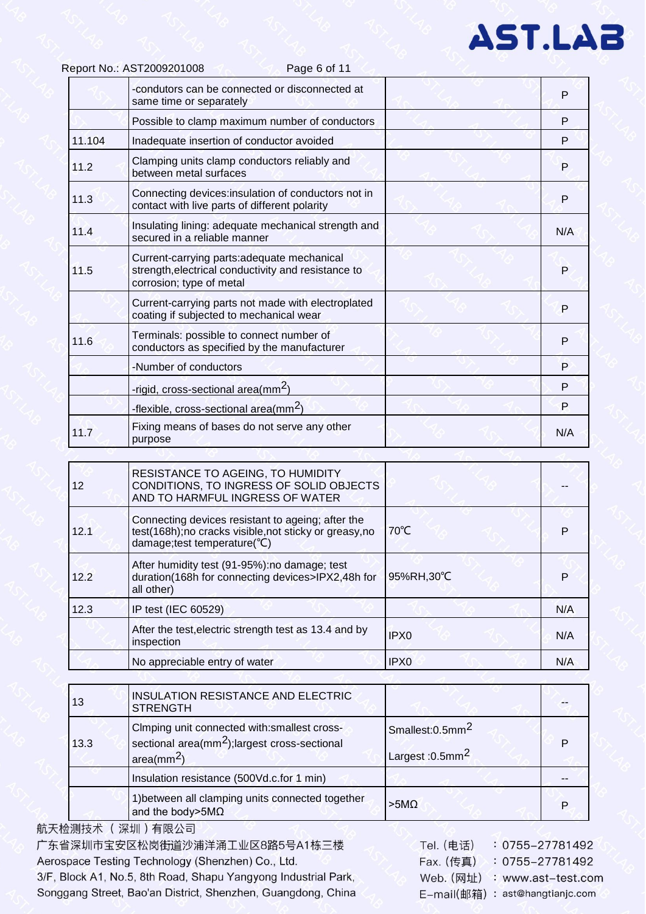| | | | |
|---|---|---|---|
| | -condutors can be connected or disconnected at same time or separately | | P |
| | Possible to clamp maximum number of conductors | | P |
| 11.104 | Inadequate insertion of conductor avoided | | P |
| 11.2 | Clamping units clamp conductors reliably and between metal surfaces | | P |
| 11.3 | Connecting devices:insulation of conductors not in contact with live parts of different polarity | | P |
| 11.4 | Insulating lining: adequate mechanical strength and secured in a reliable manner | | N/A |
| 11.5 | Current-carrying parts:adequate mechanical strength,electrical conductivity and resistance to corrosion; type of metal | | P |
| | Current-carrying parts not made with electroplated coating if subjected to mechanical wear | | P |
| 11.6 | Terminals: possible to connect number of conductors as specified by the manufacturer | | P |
| | -Number of conductors | | P |
| | -rigid, cross-sectional area($mm^2$) | | P |
| | -flexible, cross-sectional area($mm^2$) | | P |
| 11.7 | Fixing means of bases do not serve any other purpose | | N/A |

| | | | |
|---|---|---|---|
| 12 | RESISTANCE TO AGEING, TO HUMIDITY CONDITIONS, TO INGRESS OF SOLID OBJECTS AND TO HARMFUL INGRESS OF WATER | | -- |
| 12.1 | Connecting devices resistant to ageing; after the test(168h);no cracks visible,not sticky or greasy,no damage;test temperature(℃) | 70℃ | P |
| 12.2 | After humidity test (91-95%):no damage; test duration(168h for connecting devices>IPX2,48h for all other) | 95%RH,30℃ | P |
| 12.3 | IP test (IEC 60529) | | N/A |
| | After the test,electric strength test as 13.4 and by inspection | IPX0 | N/A |
| | No appreciable entry of water | IPX0 | N/A |

| | | | |
|---|---|---|---|
| 13 | INSULATION RESISTANCE AND ELECTRIC STRENGTH | | -- |
| 13.3 | Clmping unit connected with:smallest cross-sectional area($mm^2$);largest cross-sectional area($mm^2$) | Smallest:0.5$mm^2$<br>Largest :0.5$mm^2$ | P |
| | Insulation resistance (500Vd.c.for 1 min) | | -- |
| | 1)between all clamping units connected together and the body>5MΩ | >5MΩ | P |

航天检测技术（深圳）有限公司
广东省深圳市宝安区松岗街道沙浦洋涌工业区8路5号A1栋三楼
Aerospace Testing Technology (Shenzhen) Co., Ltd.
3/F, Block A1, No.5, 8th Road, Shapu Yangyong Industrial Park, Songgang Street, Bao'an District, Shenzhen, Guangdong, China

Tel.（电话）：0755-27781492
Fax.（传真）：0755-27781492
Web.（网址）：www.ast-test.com
E-mail(邮箱)：ast@hangtianjc.com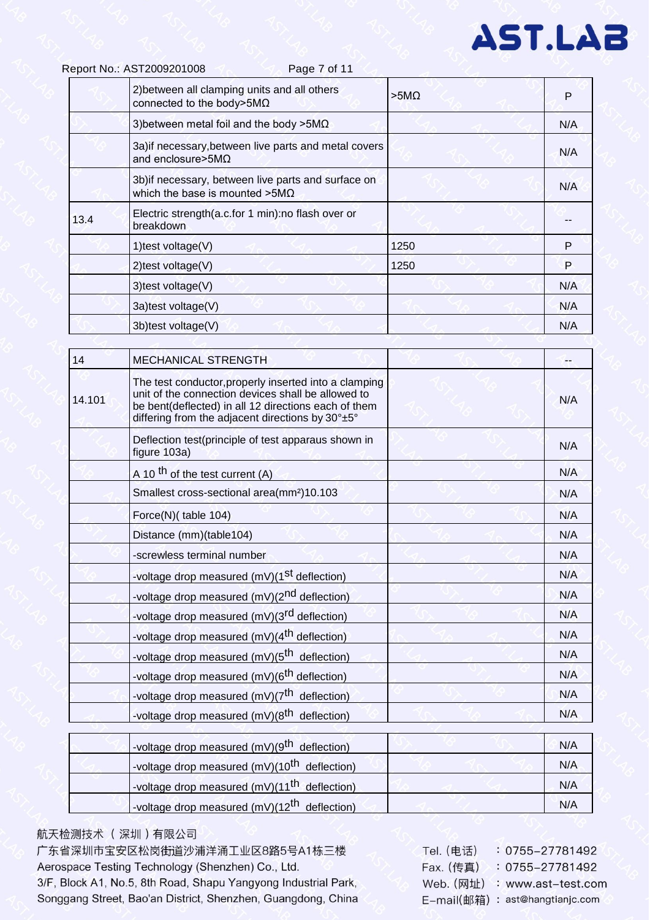| | | | |
|---|---|---|---|
| | 2)between all clamping units and all others connected to the body>5MΩ | >5MΩ | P |
| | 3)between metal foil and the body >5MΩ | | N/A |
| | 3a)if necessary,between live parts and metal covers and enclosure>5MΩ | | N/A |
| | 3b)if necessary, between live parts and surface on which the base is mounted >5MΩ | | N/A |
| 13.4 | Electric strength(a.c.for 1 min):no flash over or breakdown | | -- |
| | 1)test voltage(V) | 1250 | P |
| | 2)test voltage(V) | 1250 | P |
| | 3)test voltage(V) | | N/A |
| | 3a)test voltage(V) | | N/A |
| | 3b)test voltage(V) | | N/A |

| | | | |
|---|---|---|---|
| 14 | MECHANICAL STRENGTH | | -- |
| 14.101 | The test conductor,properly inserted into a clamping unit of the connection devices shall be allowed to be bent(deflected) in all 12 directions each of them differing from the adjacent directions by 30°±5° | | N/A |
| | Deflection test(principle of test apparaus shown in figure 103a) | | N/A |
| | A 10 th of the test current (A) | | N/A |
| | Smallest cross-sectional area(mm²)10.103 | | N/A |
| | Force(N)( table 104) | | N/A |
| | Distance (mm)(table104) | | N/A |
| | -screwless terminal number | | N/A |
| | -voltage drop measured (mV)(1st deflection) | | N/A |
| | -voltage drop measured (mV)(2nd deflection) | | N/A |
| | -voltage drop measured (mV)(3rd deflection) | | N/A |
| | -voltage drop measured (mV)(4th deflection) | | N/A |
| | -voltage drop measured (mV)(5th deflection) | | N/A |
| | -voltage drop measured (mV)(6th deflection) | | N/A |
| | -voltage drop measured (mV)(7th deflection) | | N/A |
| | -voltage drop measured (mV)(8th deflection) | | N/A |
| | -voltage drop measured (mV)(9th deflection) | | N/A |
| | -voltage drop measured (mV)(10th deflection) | | N/A |
| | -voltage drop measured (mV)(11th deflection) | | N/A |
| | -voltage drop measured (mV)(12th deflection) | | N/A |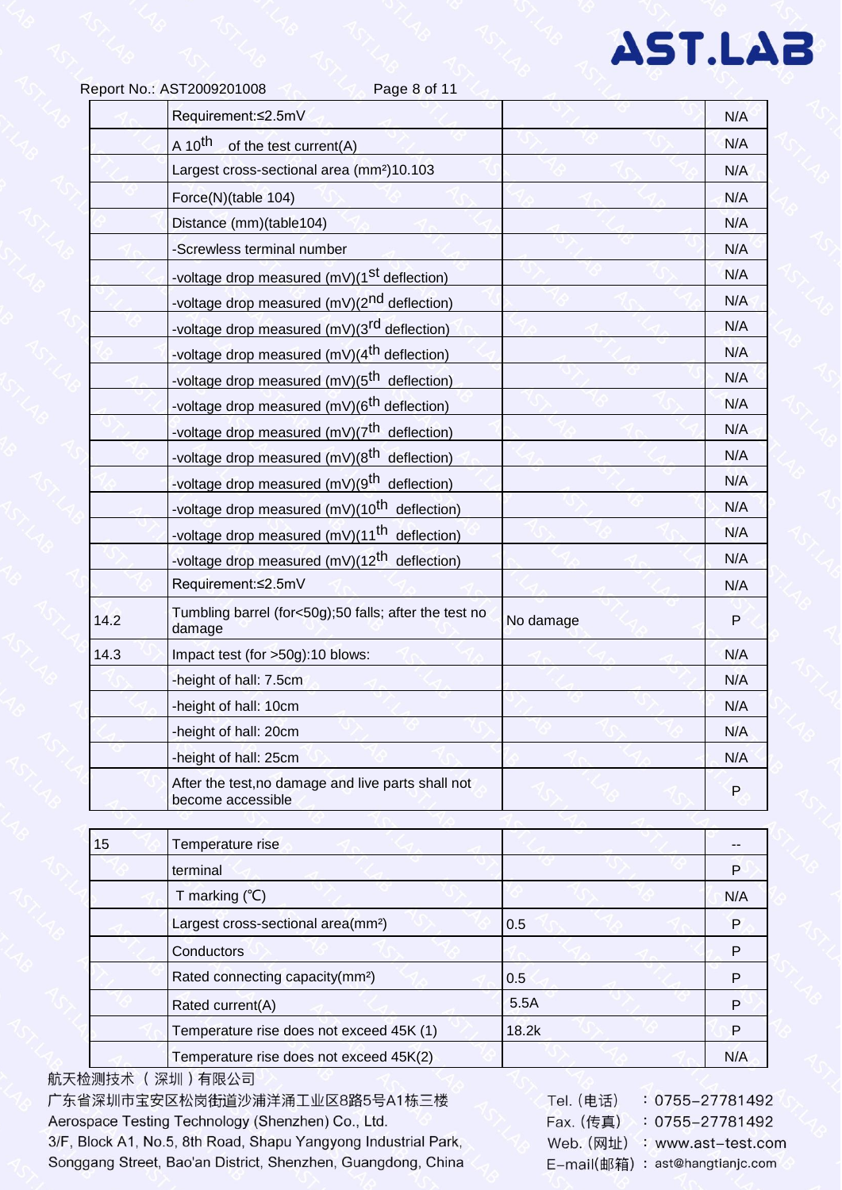| | | | |
|---|---|---|---|
| | Requirement:≤2.5mV | | N/A |
| | A $10^{th}$ of the test current(A) | | N/A |
| | Largest cross-sectional area (mm²)10.103 | | N/A |
| | Force(N)(table 104) | | N/A |
| | Distance (mm)(table104) | | N/A |
| | -Screwless terminal number | | N/A |
| | -voltage drop measured (mV)($1^{st}$ deflection) | | N/A |
| | -voltage drop measured (mV)($2^{nd}$ deflection) | | N/A |
| | -voltage drop measured (mV)($3^{rd}$ deflection) | | N/A |
| | -voltage drop measured (mV)($4^{th}$ deflection) | | N/A |
| | -voltage drop measured (mV)($5^{th}$ deflection) | | N/A |
| | -voltage drop measured (mV)($6^{th}$ deflection) | | N/A |
| | -voltage drop measured (mV)($7^{th}$ deflection) | | N/A |
| | -voltage drop measured (mV)($8^{th}$ deflection) | | N/A |
| | -voltage drop measured (mV)($9^{th}$ deflection) | | N/A |
| | -voltage drop measured (mV)($10^{th}$ deflection) | | N/A |
| | -voltage drop measured (mV)($11^{th}$ deflection) | | N/A |
| | -voltage drop measured (mV)($12^{th}$ deflection) | | N/A |
| | Requirement:≤2.5mV | | N/A |
| 14.2 | Tumbling barrel (for<50g);50 falls; after the test no damage | No damage | P |
| 14.3 | Impact test (for >50g):10 blows: | | N/A |
| | -height of hall: 7.5cm | | N/A |
| | -height of hall: 10cm | | N/A |
| | -height of hall: 20cm | | N/A |
| | -height of hall: 25cm | | N/A |
| | After the test,no damage and live parts shall not become accessible | | P |

| | | | |
|---|---|---|---|
| 15 | Temperature rise | | -- |
| | terminal | | P |
| | T marking (℃) | | N/A |
| | Largest cross-sectional area(mm²) | 0.5 | P |
| | Conductors | | P |
| | Rated connecting capacity(mm²) | 0.5 | P |
| | Rated current(A) | 5.5A | P |
| | Temperature rise does not exceed 45K (1) | 18.2k | P |
| | Temperature rise does not exceed 45K(2) | | N/A |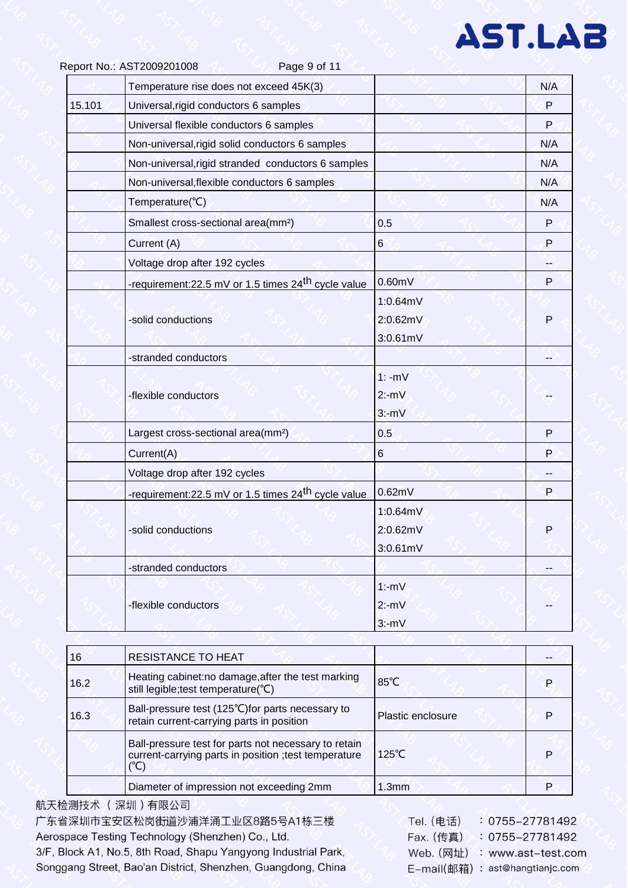Report No.: AST2009201008

| | | | |
|---|---|---|---|
| | Temperature rise does not exceed 45K(3) | | N/A |
| 15.101 | Universal,rigid conductors 6 samples | | P |
| | Universal flexible conductors 6 samples | | P |
| | Non-universal,rigid solid conductors 6 samples | | N/A |
| | Non-universal,rigid stranded conductors 6 samples | | N/A |
| | Non-universal,flexible conductors 6 samples | | N/A |
| | Temperature(℃) | | N/A |
| | Smallest cross-sectional area(mm²) | 0.5 | P |
| | Current (A) | 6 | P |
| | Voltage drop after 192 cycles | | -- |
| | -requirement:22.5 mV or 1.5 times 24th cycle value | 0.60mV | P |
| | -solid conductions | 1:0.64mV<br>2:0.62mV<br>3:0.61mV | P |
| | -stranded conductors | | -- |
| | -flexible conductors | 1: -mV<br>2:-mV<br>3:-mV | -- |
| | Largest cross-sectional area(mm²) | 0.5 | P |
| | Current(A) | 6 | P |
| | Voltage drop after 192 cycles | | -- |
| | -requirement:22.5 mV or 1.5 times 24th cycle value | 0.62mV | P |
| | -solid conductions | 1:0.64mV<br>2:0.62mV<br>3:0.61mV | P |
| | -stranded conductors | | -- |
| | -flexible conductors | 1:-mV<br>2:-mV<br>3:-mV | -- |

| | | | |
|---|---|---|---|
| 16 | RESISTANCE TO HEAT | | -- |
| 16.2 | Heating cabinet:no damage,after the test marking still legible;test temperature(℃) | 85℃ | P |
| 16.3 | Ball-pressure test (125℃)for parts necessary to retain current-carrying parts in position | Plastic enclosure | P |
| | Ball-pressure test for parts not necessary to retain current-carrying parts in position ;test temperature (℃) | 125℃ | P |
| | Diameter of impression not exceeding 2mm | 1.3mm | P |

航天检测技术（深圳）有限公司
广东省深圳市宝安区松岗街道沙浦洋涌工业区8路5号A1栋三楼
Aerospace Testing Technology (Shenzhen) Co., Ltd.
3/F, Block A1, No.5, 8th Road, Shapu Yangyong Industrial Park, Songgang Street, Bao'an District, Shenzhen, Guangdong, China

Tel.（电话）：0755-27781492
Fax.（传真）：0755-27781492
Web.（网址）：www.ast-test.com
E-mail(邮箱)：ast@hangtianjc.com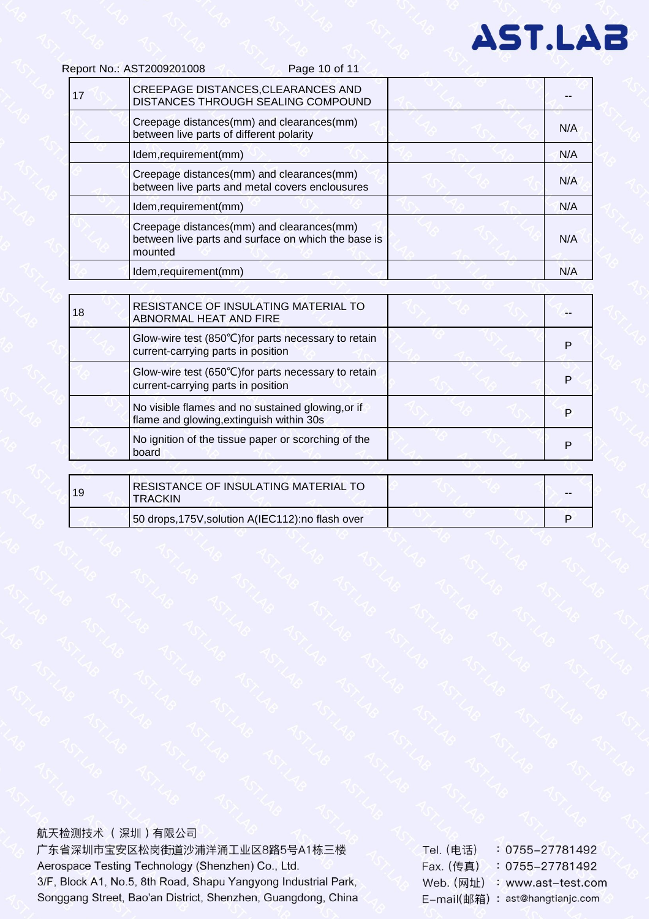| 17 | CREEPAGE DISTANCES,CLEARANCES AND DISTANCES THROUGH SEALING COMPOUND | | -- |
|---|---|---|---|
| | Creepage distances(mm) and clearances(mm) between live parts of different polarity | | N/A |
| | Idem,requirement(mm) | | N/A |
| | Creepage distances(mm) and clearances(mm) between live parts and metal covers enclousures | | N/A |
| | Idem,requirement(mm) | | N/A |
| | Creepage distances(mm) and clearances(mm) between live parts and surface on which the base is mounted | | N/A |
| | Idem,requirement(mm) | | N/A |

| 18 | RESISTANCE OF INSULATING MATERIAL TO ABNORMAL HEAT AND FIRE | | -- |
|---|---|---|---|
| | Glow-wire test (850℃)for parts necessary to retain current-carrying parts in position | | P |
| | Glow-wire test (650℃)for parts necessary to retain current-carrying parts in position | | P |
| | No visible flames and no sustained glowing,or if flame and glowing,extinguish within 30s | | P |
| | No ignition of the tissue paper or scorching of the board | | P |

| 19 | RESISTANCE OF INSULATING MATERIAL TO TRACKIN | | -- |
|---|---|---|---|
| | 50 drops,175V,solution A(IEC112):no flash over | | P |

航天检测技术（深圳）有限公司
广东省深圳市宝安区松岗街道沙浦洋涌工业区8路5号A1栋三楼
Aerospace Testing Technology (Shenzhen) Co., Ltd.
3/F, Block A1, No.5, 8th Road, Shapu Yangyong Industrial Park, Songgang Street, Bao'an District, Shenzhen, Guangdong, China

Tel.（电话）：0755-27781492
Fax.（传真）：0755-27781492
Web.（网址）：www.ast-test.com
E-mail(邮箱)：ast@hangtianjc.com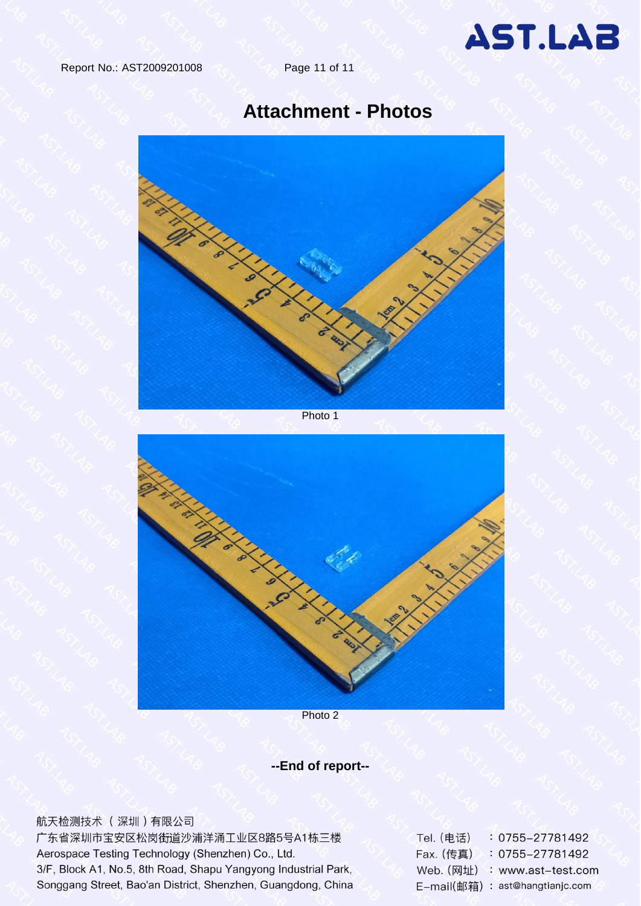# Attachment - Photos

Photo 1

Photo 2

**--End of report--**

航天检测技术（深圳）有限公司
广东省深圳市宝安区松岗街道沙浦洋涌工业区8路5号A1栋三楼
Aerospace Testing Technology (Shenzhen) Co., Ltd.
3/F, Block A1, No.5, 8th Road, Shapu Yangyong Industrial Park, Songgang Street, Bao'an District, Shenzhen, Guangdong, China

Tel.（电话）：0755-27781492
Fax.（传真）：0755-27781492
Web.（网址）：www.ast-test.com
E-mail(邮箱)：ast@hangtianjc.com